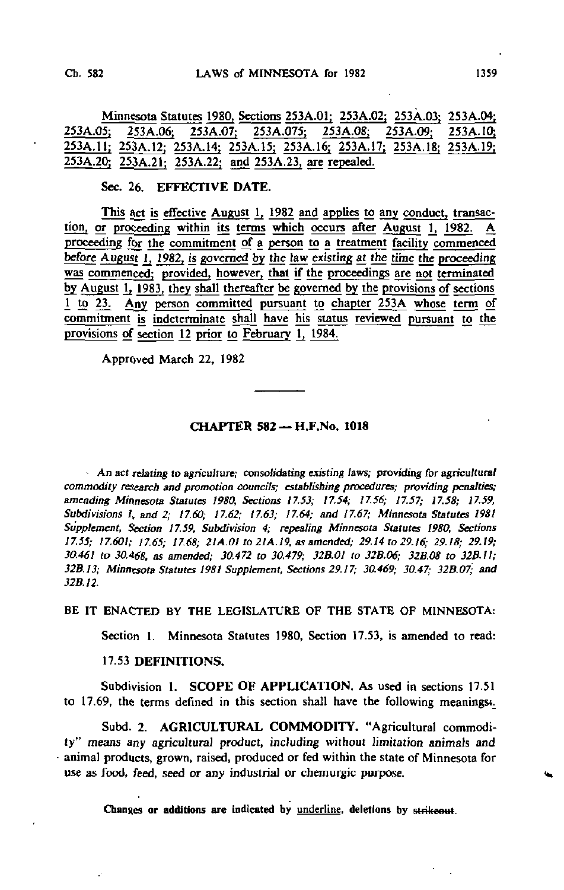Minnesota Statutes 1980, Sections 253A.01; 253A.02; 253A.03; 253A.04; 253A.05; 253A.06; 253A.07; 253A.075; 253A.08; 253A.09; 253A.10; 253A.11; 253A.12; 253A.14; 253A.15; 253A.16; 253A.17; 253A.18; 253A.19; 253A.20; 253A.21; 253A.22; and 253A.23, are repealed.

Sec. 26. EFFECTIVE DATE.

This act is effective August 1, 1982 and applies to any conduct, transaction, or proceeding within its terms which occurs after August 1, 1982. A proceeding for the commitment of a person to a treatment facility commenced before August 1, 1982, is governed by the law existing at the time the proceeding was commenced; provided, however, that if the proceedings are not terminated by August 1, 1983, they shall thereafter be governed by the provisions of sections 1 to 23. Any person committed pursuant to chapter 253A whose term of commitment is indeterminate shall have his status reviewed pursuant to the provisions of section 12 prior to February 1, 1984.

Approved March 22, 1982

## CHAPTER 582 — H.F.No. 1018

*An act relating to agriculture; consolidating existing laws; providing for agricultural commodity research and promotion councils; establishing procedures; providing penalties; amending Minnesota Statutes 1980, Sections 17.53; 17.54; 17.56; 17.57; 17.58; 17.59, Subdivisions 1, and 2; 17.60; 17.62; 17.63; 17.64; and 17.67; Minnesota Statutes 1981 Supplement, Section 17.59, Subdivision 4; repealing Minnesota Statutes 1980, Sections 17.55; 17.601; 17.65; 17.68; 21A.01 to 21A.19, as amended; 29.14 to 29.16; 29.18; 29.19; 30.461 to 30.468, as amended; 30.472 to 30.479; 32B.01 to 32B.06; 32B.08 to 32B.11; 32B.13; Minnesota Statutes 1981 Supplement, Sections 29.17; 30.469; 30.47; 32B.07; and 32B.12.*

BE IT ENACTED BY THE LEGISLATURE OF THE STATE OF MINNESOTA:

Section 1. Minnesota Statutes 1980, Section 17.53, is amended to read:

17.53 DEFINITIONS.

Subdivision 1. SCOPE OF APPLICATION. As used in sections 17.51 to 17.69, the terms defined in this section shall have the following meanings:.

Subd. 2. AGRICULTURAL COMMODITY. "Agricultural commodity" means any agricultural product, including without limitation animals and animal products, grown, raised, produced or fed within the state of Minnesota for use as food, feed, seed or any industrial or chemurgic purpose.

Changes or additions are indicated by underline, deletions by strikeout.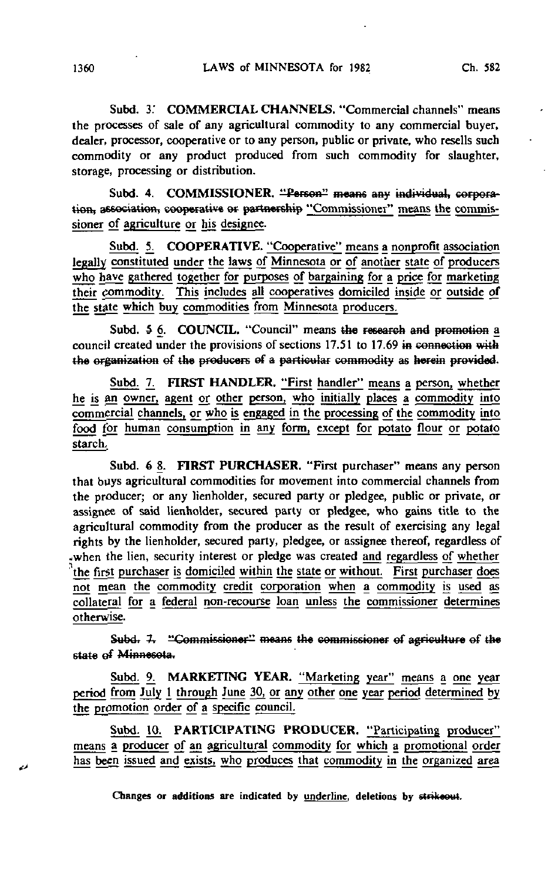Subd. 3. COMMERCIAL CHANNELS. "Commercial channels" means the processes of sale of any agricultural commodity to any commercial buyer, dealer, processor, cooperative or to any person, public or private, who resells such commodity or any product produced from such commodity for slaughter, storage, processing or distribution.

Subd. 4. COMMISSIONER. ~~"Person" means any individual, corporation, association, cooperative or partnership~~ <u>"Commissioner" means the commissioner of agriculture or his designee.</u>

Subd. <u>5.</u> <u>COOPERATIVE. "Cooperative" means a nonprofit association legally constituted under the laws of Minnesota or of another state of producers who have gathered together for purposes of bargaining for a price for marketing their commodity. This includes all cooperatives domiciled inside or outside of the state which buy commodities from Minnesota producers.</u>

Subd. ~~5~~ <u>6</u>. COUNCIL. "Council" means ~~the research and promotion~~ <u>a</u> council created under the provisions of sections 17.51 to 17.69 ~~in connection with the organization of the producers of a particular commodity as herein provided~~.

Subd. <u>7.</u> <u>FIRST HANDLER. "First handler" means a person, whether he is an owner, agent or other person, who initially places a commodity into commercial channels, or who is engaged in the processing of the commodity into food for human consumption in any form, except for potato flour or potato starch.</u>

Subd. ~~6~~ <u>8</u>. FIRST PURCHASER. "First purchaser" means any person that buys agricultural commodities for movement into commercial channels from the producer; or any lienholder, secured party or pledgee, public or private, or assignee of said lienholder, secured party or pledgee, who gains title to the agricultural commodity from the producer as the result of exercising any legal rights by the lienholder, secured party, pledgee, or assignee thereof, regardless of when the lien, security interest or pledge was created <u>and regardless of whether the first purchaser is domiciled within the state or without. First purchaser does not mean the commodity credit corporation when a commodity is used as collateral for a federal non-recourse loan unless the commissioner determines otherwise.</u>

~~Subd. 7. "Commissioner" means the commissioner of agriculture of the state of Minnesota.~~

Subd. <u>9.</u> <u>MARKETING YEAR. "Marketing year" means a one year period from July 1 through June 30, or any other one year period determined by the promotion order of a specific council.</u>

Subd. <u>10.</u> <u>PARTICIPATING PRODUCER. "Participating producer" means a producer of an agricultural commodity for which a promotional order has been issued and exists, who produces that commodity in the organized area</u>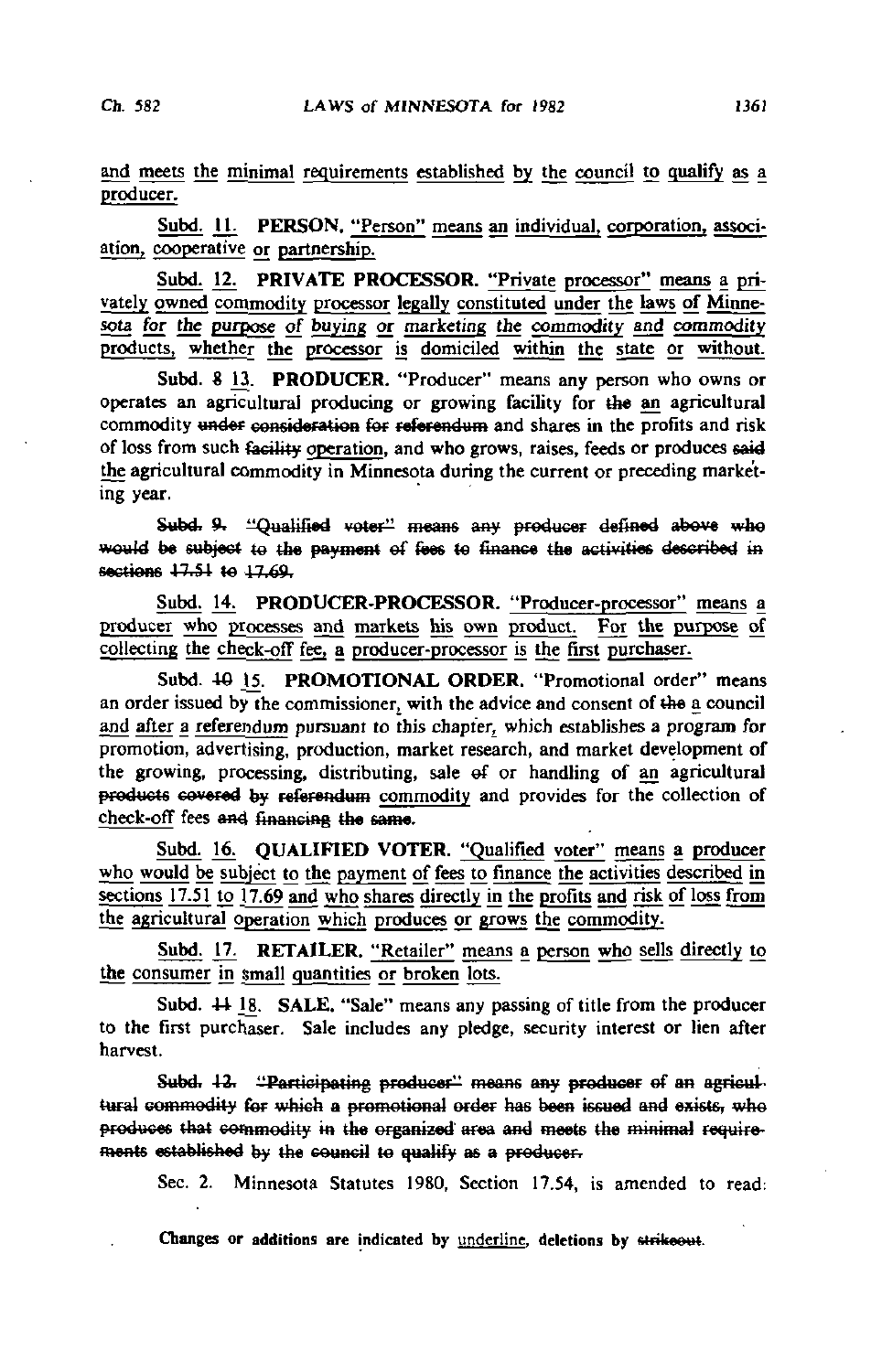and meets the minimal requirements established by the council to qualify as a producer.

Subd. 11. **PERSON.** "Person" means an individual, corporation, association, cooperative or partnership.

Subd. 12. **PRIVATE PROCESSOR.** "Private processor" means a privately owned commodity processor legally constituted under the laws of Minnesota for the purpose of buying or marketing the commodity and commodity products, whether the processor is domiciled within the state or without.

Subd. ~~8~~ 13. **PRODUCER.** "Producer" means any person who owns or operates an agricultural producing or growing facility for ~~the~~ an agricultural commodity ~~under consideration for referendum~~ and shares in the profits and risk of loss from such ~~facility~~ operation, and who grows, raises, feeds or produces ~~said~~ the agricultural commodity in Minnesota during the current or preceding marketing year.

~~Subd. 9. "Qualified voter" means any producer defined above who would be subject to the payment of fees to finance the activities described in sections 17.51 to 17.69.~~

Subd. 14. **PRODUCER-PROCESSOR.** "Producer-processor" means a producer who processes and markets his own product. For the purpose of collecting the check-off fee, a producer-processor is the first purchaser.

Subd. ~~10~~ 15. **PROMOTIONAL ORDER.** "Promotional order" means an order issued by the commissioner, with the advice and consent of ~~the~~ a council and after a referendum pursuant to this chapter, which establishes a program for promotion, advertising, production, market research, and market development of the growing, processing, distributing, sale ~~of~~ or handling of an agricultural ~~products covered by referendum~~ commodity and provides for the collection of check-off fees ~~and financing the same~~.

Subd. 16. **QUALIFIED VOTER.** "Qualified voter" means a producer who would be subject to the payment of fees to finance the activities described in sections 17.51 to 17.69 and who shares directly in the profits and risk of loss from the agricultural operation which produces or grows the commodity.

Subd. 17. **RETAILER.** "Retailer" means a person who sells directly to the consumer in small quantities or broken lots.

Subd. ~~11~~ 18. **SALE.** "Sale" means any passing of title from the producer to the first purchaser. Sale includes any pledge, security interest or lien after harvest.

~~Subd. 12. "Participating producer" means any producer of an agricultural commodity for which a promotional order has been issued and exists, who produces that commodity in the organized area and meets the minimal requirements established by the council to qualify as a producer.~~

Sec. 2. Minnesota Statutes 1980, Section 17.54, is amended to read:

Changes or additions are indicated by underline, deletions by ~~strikeout~~.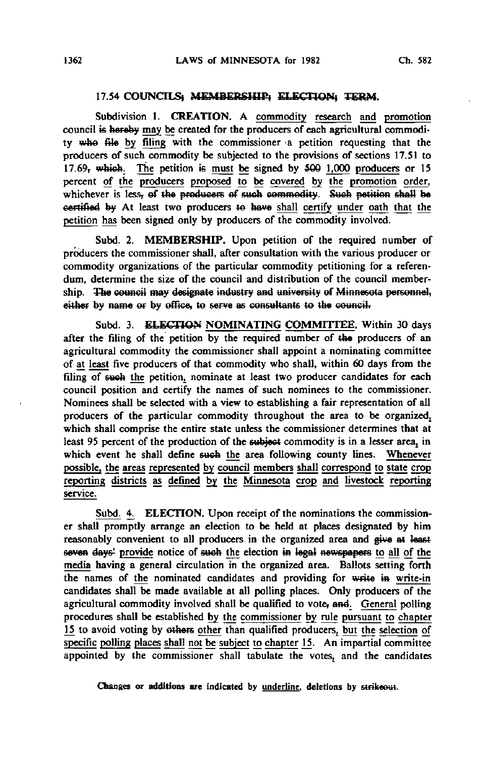### 17.54 COUNCILS; ~~MEMBERSHIP; ELECTION; TERM~~.

Subdivision 1. **CREATION.** A commodity research and promotion council ~~is hereby~~ may be created for the producers of each agricultural commodity ~~who file~~ by filing with the commissioner a petition requesting that the producers of such commodity be subjected to the provisions of sections 17.51 to 17.69~~, which~~. The petition ~~is~~ must be signed by ~~500~~ 1,000 producers or 15 percent of the producers proposed to be covered by the promotion order, whichever is less~~, of the producers of such commodity~~. ~~Such petition shall be certified by~~ At least two producers ~~to have~~ shall certify under oath that the petition has been signed only by producers of the commodity involved.

Subd. 2. **MEMBERSHIP.** Upon petition of the required number of producers the commissioner shall, after consultation with the various producer or commodity organizations of the particular commodity petitioning for a referendum, determine the size of the council and distribution of the council membership. ~~The council may designate industry and university of Minnesota personnel, either by name or by office, to serve as consultants to the council.~~

Subd. 3. ~~ELECTION~~ NOMINATING COMMITTEE. Within 30 days after the filing of the petition by the required number of ~~the~~ producers of an agricultural commodity the commissioner shall appoint a nominating committee of at least five producers of that commodity who shall, within 60 days from the filing of ~~such~~ the petition, nominate at least two producer candidates for each council position and certify the names of such nominees to the commissioner. Nominees shall be selected with a view to establishing a fair representation of all producers of the particular commodity throughout the area to be organized, which shall comprise the entire state unless the commissioner determines that at least 95 percent of the production of the ~~subject~~ commodity is in a lesser area, in which event he shall define ~~such~~ the area following county lines. Whenever possible, the areas represented by council members shall correspond to state crop reporting districts as defined by the Minnesota crop and livestock reporting service.

Subd. 4. **ELECTION.** Upon receipt of the nominations the commissioner shall promptly arrange an election to be held at places designated by him reasonably convenient to all producers in the organized area and ~~give at least seven days'~~ provide notice of ~~such~~ the election ~~in legal newspapers~~ to all of the media having a general circulation in the organized area. Ballots setting forth the names of the nominated candidates and providing for ~~write in~~ write-in candidates shall be made available at all polling places. Only producers of the agricultural commodity involved shall be qualified to vote~~, and~~. General polling procedures shall be established by the commissioner by rule pursuant to chapter 15 to avoid voting by ~~others~~ other than qualified producers, but the selection of specific polling places shall not be subject to chapter 15. An impartial committee appointed by the commissioner shall tabulate the votes, and the candidates

Changes or additions are indicated by underline, deletions by ~~strikeout~~.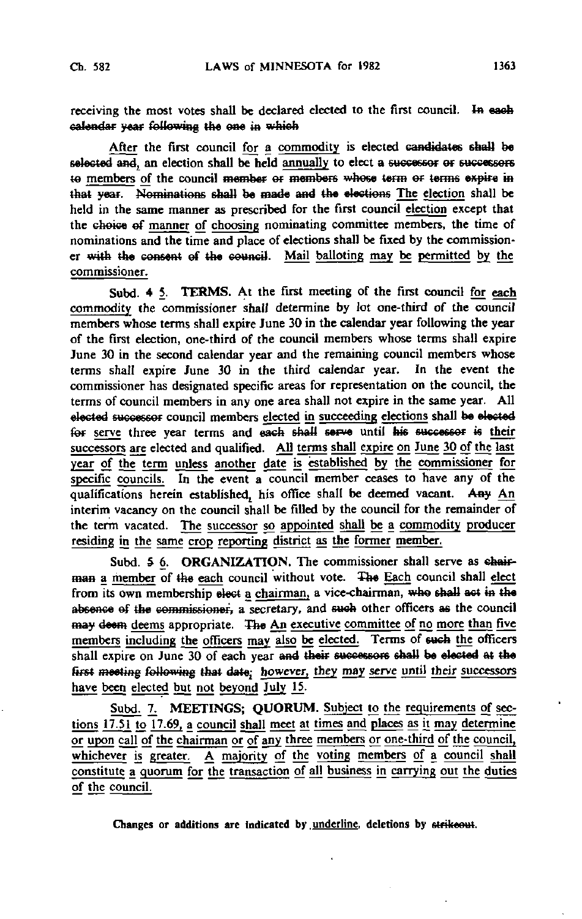receiving the most votes shall be declared elected to the first council. ~~In each calendar year following the one in which~~

<u>After</u> the first council <u>for a commodity</u> is elected ~~candidates shall be selected and~~, an election shall be held <u>annually</u> to elect ~~a successor or successors to~~ members <u>of</u> the council ~~member or members whose term or terms expire in that year. Nominations shall be made and the elections~~ <u>The election</u> shall be held in the same manner as prescribed for the first council <u>election</u> except that the ~~choice of~~ <u>manner of choosing</u> nominating committee members, the time of nominations and the time and place of elections shall be fixed by the commissioner ~~with the consent of the council~~. <u>Mail balloting may be permitted by the commissioner.</u>

Subd. ~~4~~ <u>5</u>. **TERMS.** At the first meeting of the first council <u>for each commodity</u> the commissioner shall determine by lot one-third of the council members whose terms shall expire June 30 in the calendar year following the year of the first election, one-third of the council members whose terms shall expire June 30 in the second calendar year and the remaining council members whose terms shall expire June 30 in the third calendar year. In the event the commissioner has designated specific areas for representation on the council, the terms of council members in any one area shall not expire in the same year. All ~~elected successor~~ council members <u>elected in succeeding elections</u> shall ~~be elected for~~ <u>serve</u> three year terms and ~~each shall serve~~ until ~~his successor is~~ <u>their successors are</u> elected and qualified. <u>All terms shall expire on June 30 of the last year of the term unless another date is established by the commissioner for specific councils.</u> In the event a council member ceases to have any of the qualifications herein established<u>,</u> his office shall be deemed vacant. ~~Any~~ <u>An</u> interim vacancy on the council shall be filled by the council for the remainder of the term vacated. <u>The successor so appointed shall be a commodity producer residing in the same crop reporting district as the former member.</u>

Subd. ~~5~~ <u>6</u>. **ORGANIZATION.** The commissioner shall serve as ~~chairman~~ <u>a member</u> of ~~the~~ <u>each</u> council without vote. ~~The~~ <u>Each</u> council shall <u>elect</u> from its own membership ~~elect~~ <u>a</u> chairman, a vice-chairman, ~~who shall act in the absence of the commissioner,~~ a secretary, and ~~such~~ other officers ~~as~~ the council ~~may deem~~ <u>deems</u> appropriate. ~~The~~ <u>An</u> executive committee <u>of no more than five members including the officers may also be elected.</u> Terms of ~~such~~ <u>the</u> officers shall expire on June 30 of each year ~~and their successors shall be elected at the first meeting following that date~~<u>;</u> <u>however, they may serve until their successors have been elected but not beyond July 15.</u>

<u>Subd. 7. **MEETINGS; QUORUM.** Subject to the requirements of sections 17.51 to 17.69, a council shall meet at times and places as it may determine or upon call of the chairman or of any three members or one-third of the council, whichever is greater. A majority of the voting members of a council shall constitute a quorum for the transaction of all business in carrying out the duties of the council.</u>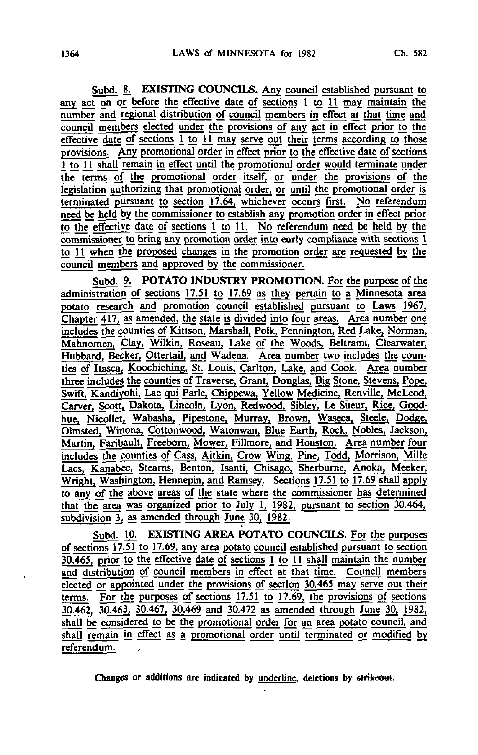Subd. 8. **EXISTING COUNCILS.** Any council established pursuant to any act on or before the effective date of sections 1 to 11 may maintain the number and regional distribution of council members in effect at that time and council members elected under the provisions of any act in effect prior to the effective date of sections 1 to 11 may serve out their terms according to those provisions. Any promotional order in effect prior to the effective date of sections 1 to 11 shall remain in effect until the promotional order would terminate under the terms of the promotional order itself, or under the provisions of the legislation authorizing that promotional order, or until the promotional order is terminated pursuant to section 17.64, whichever occurs first. No referendum need be held by the commissioner to establish any promotion order in effect prior to the effective date of sections 1 to 11. No referendum need be held by the commissioner to bring any promotion order into early compliance with sections 1 to 11 when the proposed changes in the promotion order are requested by the council members and approved by the commissioner.

Subd. 9. **POTATO INDUSTRY PROMOTION.** For the purpose of the administration of sections 17.51 to 17.69 as they pertain to a Minnesota area potato research and promotion council established pursuant to Laws 1967, Chapter 417, as amended, the state is divided into four areas. Area number one includes the counties of Kittson, Marshall, Polk, Pennington, Red Lake, Norman, Mahnomen, Clay, Wilkin, Roseau, Lake of the Woods, Beltrami, Clearwater, Hubbard, Becker, Ottertail, and Wadena. Area number two includes the counties of Itasca, Koochiching, St. Louis, Carlton, Lake, and Cook. Area number three includes the counties of Traverse, Grant, Douglas, Big Stone, Stevens, Pope, Swift, Kandiyohi, Lac qui Parle, Chippewa, Yellow Medicine, Renville, McLeod, Carver, Scott, Dakota, Lincoln, Lyon, Redwood, Sibley, Le Sueur, Rice, Goodhue, Nicollet, Wabasha, Pipestone, Murray, Brown, Waseca, Steele, Dodge, Olmsted, Winona, Cottonwood, Watonwan, Blue Earth, Rock, Nobles, Jackson, Martin, Faribault, Freeborn, Mower, Fillmore, and Houston. Area number four includes the counties of Cass, Aitkin, Crow Wing, Pine, Todd, Morrison, Mille Lacs, Kanabec, Stearns, Benton, Isanti, Chisago, Sherburne, Anoka, Meeker, Wright, Washington, Hennepin, and Ramsey. Sections 17.51 to 17.69 shall apply to any of the above areas of the state where the commissioner has determined that the area was organized prior to July 1, 1982, pursuant to section 30.464, subdivision 3, as amended through June 30, 1982.

Subd. 10. **EXISTING AREA POTATO COUNCILS.** For the purposes of sections 17.51 to 17.69, any area potato council established pursuant to section 30.465, prior to the effective date of sections 1 to 11 shall maintain the number and distribution of council members in effect at that time. Council members elected or appointed under the provisions of section 30.465 may serve out their terms. For the purposes of sections 17.51 to 17.69, the provisions of sections 30.462, 30.463, 30.467, 30.469 and 30.472 as amended through June 30, 1982, shall be considered to be the promotional order for an area potato council, and shall remain in effect as a promotional order until terminated or modified by referendum.

Changes or additions are indicated by underline, deletions by ~~strikeout~~.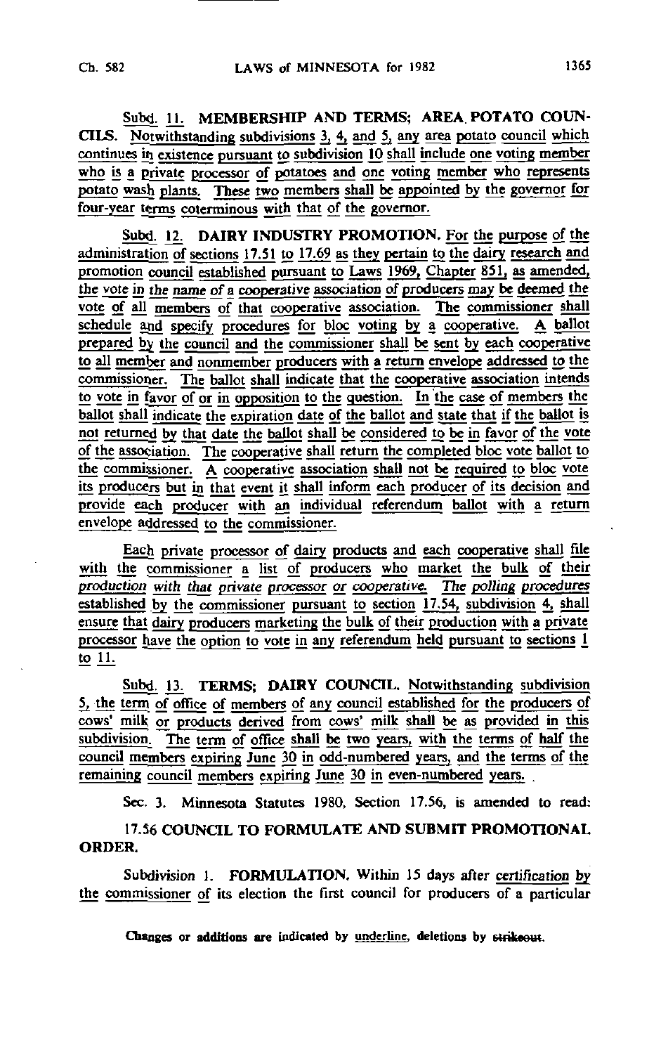Subd. 11. MEMBERSHIP AND TERMS; AREA POTATO COUNCILS. Notwithstanding subdivisions 3, 4, and 5, any area potato council which continues in existence pursuant to subdivision 10 shall include one voting member who is a private processor of potatoes and one voting member who represents potato wash plants. These two members shall be appointed by the governor for four-year terms coterminous with that of the governor.

Subd. 12. DAIRY INDUSTRY PROMOTION. For the purpose of the administration of sections 17.51 to 17.69 as they pertain to the dairy research and promotion council established pursuant to Laws 1969, Chapter 851, as amended, the vote in the name of a cooperative association of producers may be deemed the vote of all members of that cooperative association. The commissioner shall schedule and specify procedures for bloc voting by a cooperative. A ballot prepared by the council and the commissioner shall be sent by each cooperative to all member and nonmember producers with a return envelope addressed to the commissioner. The ballot shall indicate that the cooperative association intends to vote in favor of or in opposition to the question. In the case of members the ballot shall indicate the expiration date of the ballot and state that if the ballot is not returned by that date the ballot shall be considered to be in favor of the vote of the association. The cooperative shall return the completed bloc vote ballot to the commissioner. A cooperative association shall not be required to bloc vote its producers but in that event it shall inform each producer of its decision and provide each producer with an individual referendum ballot with a return envelope addressed to the commissioner.

Each private processor of dairy products and each cooperative shall file with the commissioner a list of producers who market the bulk of their *production with that private processor or cooperative. The polling procedures* established by the commissioner pursuant to section 17.54, subdivision 4, shall ensure that dairy producers marketing the bulk of their production with a private processor have the option to vote in any referendum held pursuant to sections 1 to 11.

Subd. 13. TERMS; DAIRY COUNCIL. Notwithstanding subdivision 5, the term of office of members of any council established for the producers of cows' milk or products derived from cows' milk shall be as provided in this subdivision. The term of office shall be two years, with the terms of half the council members expiring June 30 in odd-numbered years, and the terms of the remaining council members expiring June 30 in even-numbered years.

Sec. 3. Minnesota Statutes 1980, Section 17.56, is amended to read:

17.56 COUNCIL TO FORMULATE AND SUBMIT PROMOTIONAL ORDER.

Subdivision 1. FORMULATION. Within 15 days after certification by the commissioner of its election the first council for producers of a particular

Changes or additions are indicated by underline, deletions by ~~strikeout~~.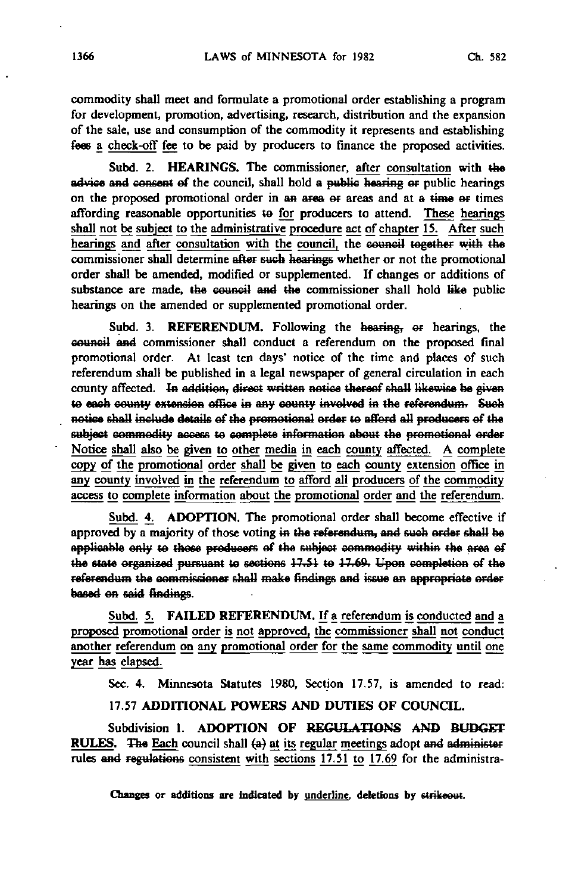commodity shall meet and formulate a promotional order establishing a program for development, promotion, advertising, research, distribution and the expansion of the sale, use and consumption of the commodity it represents and establishing ~~fees~~ <u>a check-off fee</u> to be paid by producers to finance the proposed activities.

Subd. 2. **HEARINGS.** The commissioner, <u>after consultation</u> with ~~the advice and consent of~~ the council, shall hold ~~a public hearing or~~ public hearings on the proposed promotional order in ~~an area or~~ areas and at ~~a time or~~ times affording reasonable opportunities ~~to~~ <u>for</u> producers to attend. <u>These hearings shall not be subject to the administrative procedure act of chapter 15. After such hearings and after consultation with the council,</u> the ~~council together with the~~ commissioner shall determine ~~after such hearings~~ whether or not the promotional order shall be amended, modified or supplemented. If changes or additions of substance are made, ~~the council and the~~ commissioner shall hold ~~like~~ public hearings on the amended or supplemented promotional order.

Subd. 3. **REFERENDUM.** Following the ~~hearing, or~~ hearings, the ~~council and~~ commissioner shall conduct a referendum on the proposed final promotional order. At least ten days' notice of the time and places of such referendum shall be published in a legal newspaper of general circulation in each county affected. ~~In addition, direct written notice thereof shall likewise be given to each county extension office in any county involved in the referendum. Such notice shall include details of the promotional order to afford all producers of the subject commodity access to complete information about the promotional order~~ <u>Notice shall also be given to other media in each county affected. A complete copy of the promotional order shall be given to each county extension office in any county involved in the referendum to afford all producers of the commodity access to complete information about the promotional order and the referendum.</u>

<u>Subd. 4.</u> **ADOPTION.** The promotional order shall become effective if approved by a majority of those voting ~~in the referendum, and such order shall be applicable only to those producers of the subject commodity within the area of the state organized pursuant to sections 17.51 to 17.69. Upon completion of the referendum the commissioner shall make findings and issue an appropriate order based on said findings.~~

<u>Subd. 5.</u> **FAILED REFERENDUM.** <u>If a referendum is conducted and a proposed promotional order is not approved, the commissioner shall not conduct another referendum on any promotional order for the same commodity until one year has elapsed.</u>

Sec. 4. Minnesota Statutes 1980, Section 17.57, is amended to read:

17.57 **ADDITIONAL POWERS AND DUTIES OF COUNCIL.**

Subdivision 1. **ADOPTION OF ~~REGULATIONS AND BUDGET~~ <u>RULES</u>.** ~~The~~ <u>Each</u> council shall ~~(a)~~ <u>at its regular meetings</u> adopt ~~and administer~~ rules ~~and regulations~~ <u>consistent with sections 17.51 to 17.69</u> for the administra-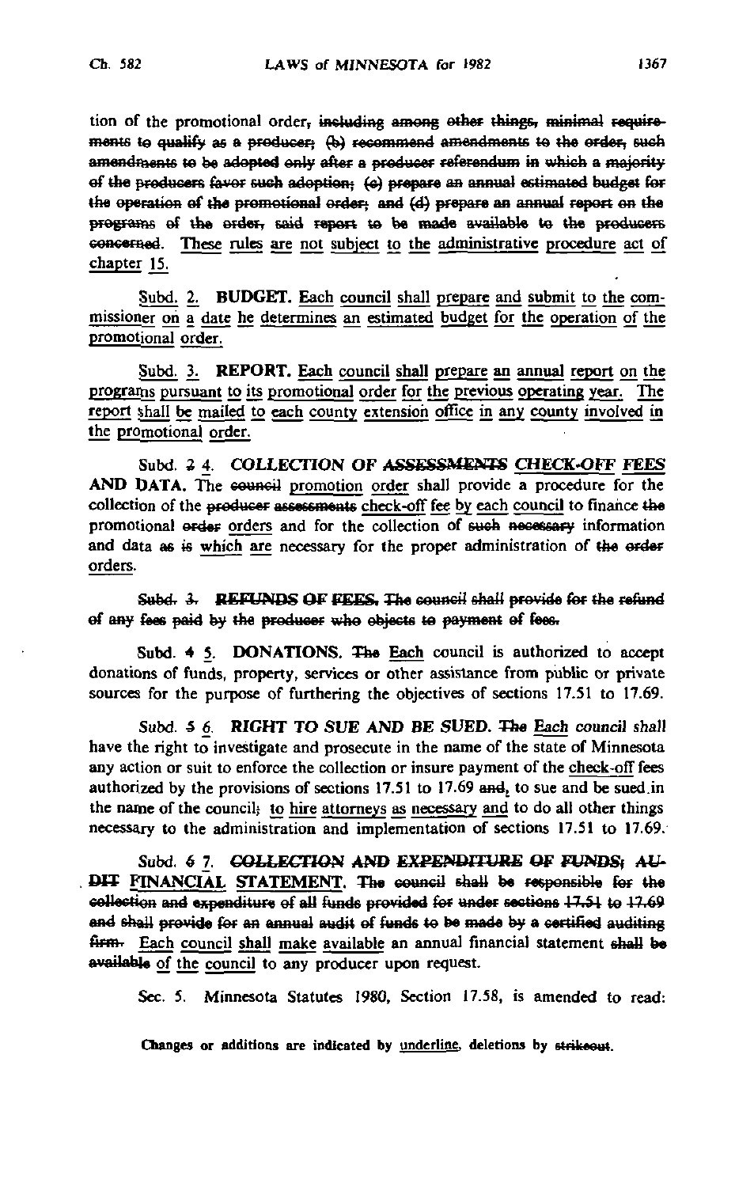tion of the promotional order~~, including among other things, minimal requirements to qualify as a producer; (b) recommend amendments to the order, such amendments to be adopted only after a producer referendum in which a majority of the producers favor such adoption; (c) prepare an annual estimated budget for the operation of the promotional order; and (d) prepare an annual report on the programs of the order, said report to be made available to the producers concerned~~. <u>These rules are not subject to the administrative procedure act of chapter 15.</u>

<u>Subd. 2.</u> **<u>BUDGET.</u>** <u>Each council shall prepare and submit to the commissioner on a date he determines an estimated budget for the operation of the promotional order.</u>

<u>Subd. 3.</u> **<u>REPORT.</u>** <u>Each council shall prepare an annual report on the programs pursuant to its promotional order for the previous operating year. The report shall be mailed to each county extension office in any county involved in the promotional order.</u>

Subd. ~~2~~ <u>4</u>. *COLLECTION OF ~~ASSESSMENTS~~ <u>CHECK-OFF FEES</u> AND DATA.* The ~~council~~ <u>promotion order</u> shall provide a procedure for the collection of the ~~producer assessments~~ <u>check-off fee by each council</u> to finance ~~the~~ promotional ~~order~~ <u>orders</u> and for the collection of ~~such necessary~~ information and data ~~as is~~ <u>which are</u> necessary for the proper administration of ~~the order~~ <u>orders</u>.

~~Subd. 3. REFUNDS OF FEES. The council shall provide for the refund of any fees paid by the producer who objects to payment of fees.~~

Subd. ~~4~~ <u>5</u>. DONATIONS. ~~The~~ <u>Each</u> council is authorized to accept donations of funds, property, services or other assistance from public or private sources for the purpose of furthering the objectives of sections 17.51 to 17.69.

*Subd.* ~~5~~ <u>6</u>. *RIGHT TO SUE AND BE SUED.* ~~The~~ <u>Each</u> *council shall* have the right to investigate and prosecute in the name of the state of Minnesota any action or suit to enforce the collection or insure payment of the <u>check-off</u> fees authorized by the provisions of sections 17.51 to 17.69 ~~and~~, to sue and be sued in the name of the council~~;~~ <u>to hire attorneys as necessary and</u> to do all other things necessary to the administration and implementation of sections 17.51 to 17.69.

Subd. ~~6~~ <u>7</u>. ~~COLLECTION AND EXPENDITURE OF FUNDS; AUDIT~~ <u>FINANCIAL</u> STATEMENT. ~~The council shall be responsible for the collection and expenditure of all funds provided for under sections 17.51 to 17.69 and shall provide for an annual audit of funds to be made by a certified auditing firm.~~ <u>Each council shall make available</u> an annual financial statement ~~shall be available~~ <u>of the council</u> to any producer upon request.

Sec. 5. Minnesota Statutes 1980, Section 17.58, is amended to read: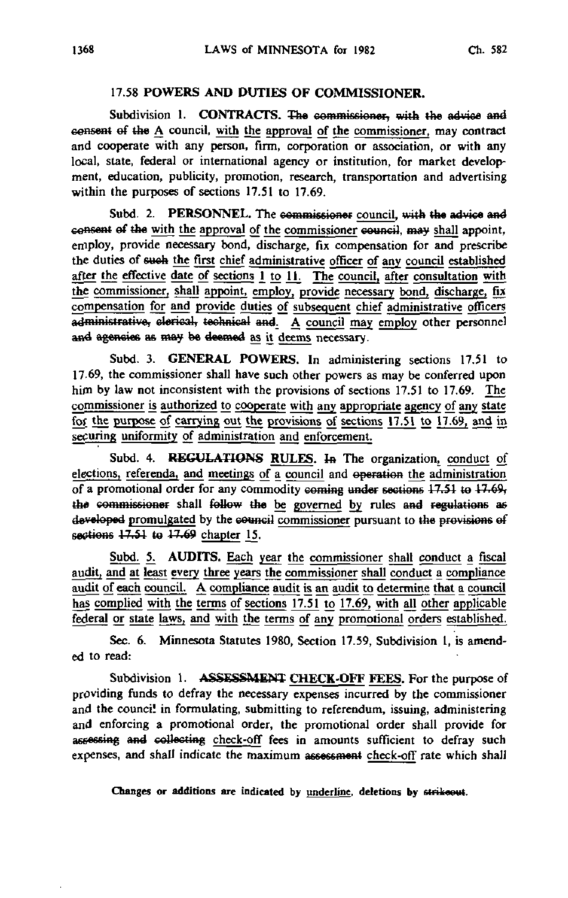## 17.58 POWERS AND DUTIES OF COMMISSIONER.

Subdivision 1. **CONTRACTS.** ~~The commissioner, with the advice and consent of the~~ A council, with the approval of the commissioner, may contract and cooperate with any person, firm, corporation or association, or with any local, state, federal or international agency or institution, for market development, education, publicity, promotion, research, transportation and advertising within the purposes of sections 17.51 to 17.69.

Subd. 2. **PERSONNEL.** The ~~commissioner~~ council, ~~with the advice and consent of the~~ with the approval of the commissioner ~~council, may~~ shall appoint, employ, provide necessary bond, discharge, fix compensation for and prescribe the duties of ~~such~~ the first chief administrative officer of any council established after the effective date of sections 1 to 11. The council, after consultation with the commissioner, shall appoint, employ, provide necessary bond, discharge, fix compensation for and provide duties of subsequent chief administrative officers ~~administrative, clerical, technical and~~. A council may employ other personnel ~~and agencies as may be deemed~~ as it deems necessary.

Subd. 3. **GENERAL POWERS.** In administering sections 17.51 to 17.69, the commissioner shall have such other powers as may be conferred upon him by law not inconsistent with the provisions of sections 17.51 to 17.69. The commissioner is authorized to cooperate with any appropriate agency of any state for the purpose of carrying out the provisions of sections 17.51 to 17.69, and in securing uniformity of administration and enforcement.

Subd. 4. ~~**REGULATIONS**~~ **RULES.** ~~In~~ The organization, conduct of elections, referenda, and meetings of a council and ~~operation~~ the administration of a promotional order for any commodity ~~coming under sections 17.51 to 17.69, the commissioner~~ shall ~~follow the~~ be governed by rules ~~and regulations as developed~~ promulgated by the ~~council~~ commissioner pursuant to ~~the provisions of sections 17.51 to 17.69~~ chapter 15.

Subd. 5. **AUDITS.** Each year the commissioner shall conduct a fiscal audit, and at least every three years the commissioner shall conduct a compliance audit of each council. A compliance audit is an audit to determine that a council has complied with the terms of sections 17.51 to 17.69, with all other applicable federal or state laws, and with the terms of any promotional orders established.

Sec. 6. Minnesota Statutes 1980, Section 17.59, Subdivision 1, is amended to read:

Subdivision 1. ~~**ASSESSMENT**~~ **CHECK-OFF FEES.** For the purpose of providing funds to defray the necessary expenses incurred by the commissioner and the council in formulating, submitting to referendum, issuing, administering and enforcing a promotional order, the promotional order shall provide for ~~assessing and collecting~~ check-off fees in amounts sufficient to defray such expenses, and shall indicate the maximum ~~assessment~~ check-off rate which shall

Changes or additions are indicated by underline, deletions by ~~strikeout~~.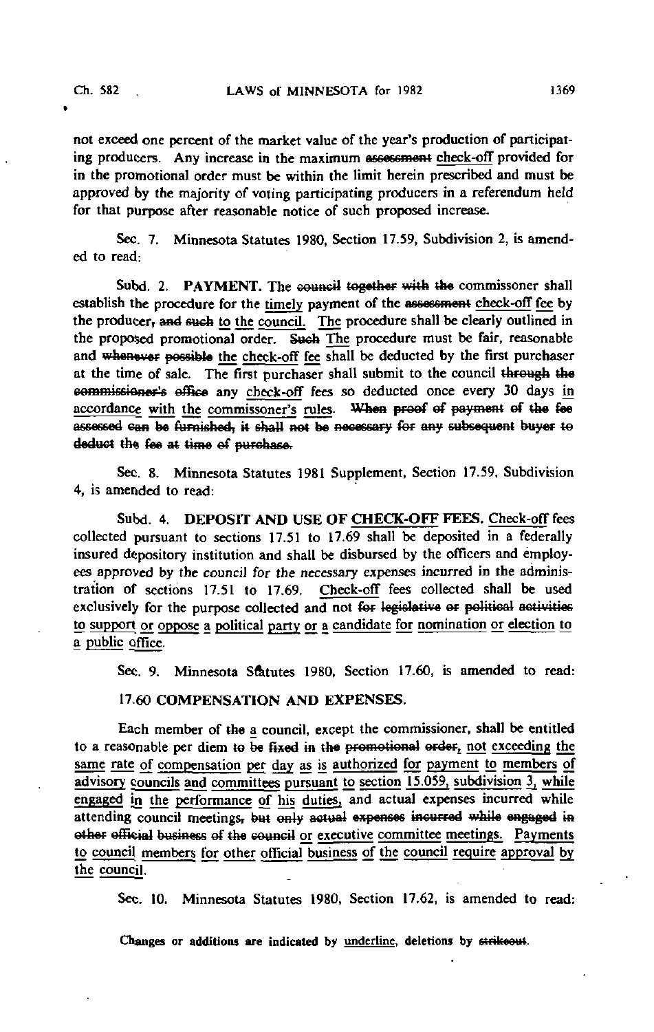not exceed one percent of the market value of the year's production of participating producers. Any increase in the maximum ~~assessment~~ <u>check-off</u> provided for in the promotional order must be within the limit herein prescribed and must be approved by the majority of voting participating producers in a referendum held for that purpose after reasonable notice of such proposed increase.

Sec. 7. Minnesota Statutes 1980, Section 17.59, Subdivision 2, is amended to read:

Subd. 2. **PAYMENT.** The ~~council together with the~~ commissoner shall establish the procedure for the <u>timely</u> payment of the ~~assessment~~ <u>check-off fee</u> by the producer~~, and such~~ <u>to the council. The</u> procedure shall be clearly outlined in the proposed promotional order. ~~Such~~ <u>The</u> procedure must be fair, reasonable and ~~whenever possible~~ <u>the check-off fee</u> shall be deducted by the first purchaser at the time of sale. The first purchaser shall submit to the council ~~through the commissioner's office~~ any <u>check-off</u> fees so deducted once every 30 days <u>in accordance with the commissoner's rules</u>. ~~When proof of payment of the fee assessed can be furnished, it shall not be necessary for any subsequent buyer to deduct the fee at time of purchase.~~

Sec. 8. Minnesota Statutes 1981 Supplement, Section 17.59, Subdivision 4, is amended to read:

Subd. 4. **DEPOSIT AND USE OF <u>CHECK-OFF</u> FEES.** <u>Check-off</u> fees collected pursuant to sections 17.51 to 17.69 shall be deposited in a federally insured depository institution and shall be disbursed by the officers and employees approved by the council for the necessary expenses incurred in the administration of sections 17.51 to 17.69. <u>Check-off</u> fees collected shall be used exclusively for the purpose collected and not ~~for legislative or political activities~~ <u>to support or oppose a political party or a candidate for nomination or election to a public office</u>.

Sec. 9. Minnesota Statutes 1980, Section 17.60, is amended to read:

17.60 **COMPENSATION AND EXPENSES.**

Each member of ~~the~~ <u>a</u> council, except the commissioner, shall be entitled to a reasonable per diem ~~to be fixed in the promotional order~~, <u>not exceeding the same rate of compensation per day as is authorized for payment to members of advisory councils and committees pursuant to section 15.059, subdivision 3,</u> while <u>engaged in the performance of his duties,</u> and actual expenses incurred while attending council meetings~~, but only actual expenses incurred while engaged in other official business of the council~~ <u>or executive committee meetings. Payments to council members for other official business of the council require approval by the council.</u>

Sec. 10. Minnesota Statutes 1980, Section 17.62, is amended to read: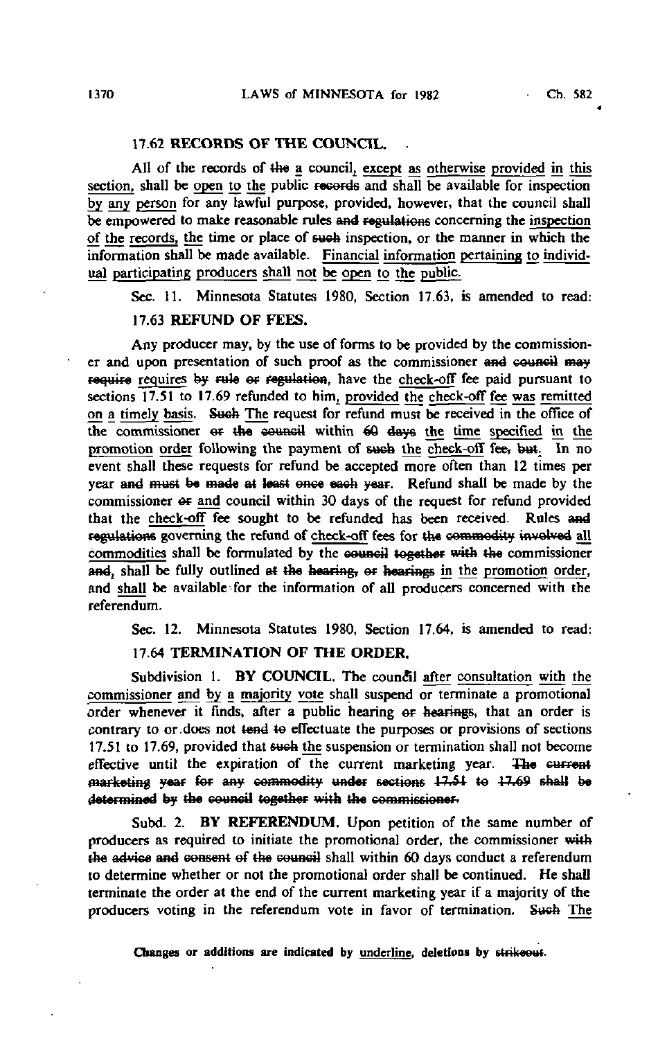### 17.62 RECORDS OF THE COUNCIL.

All of the records of ~~the~~ <u>a</u> council, <u>except as otherwise provided in this section,</u> shall be <u>open to the</u> public ~~records~~ and shall be available for inspection <u>by any person</u> for any lawful purpose, provided, however, that the council shall be empowered to make reasonable rules ~~and regulations~~ concerning the <u>inspection of the records, the</u> time or place of ~~such~~ inspection, or the manner in which the information shall be made available. <u>Financial information pertaining to individual participating producers shall not be open to the public.</u>

Sec. 11. Minnesota Statutes 1980, Section 17.63, is amended to read:

### 17.63 REFUND OF FEES.

Any producer may, by the use of forms to be provided by the commissioner and upon presentation of such proof as the commissioner ~~and council may require~~ <u>requires</u> ~~by rule or regulation~~, have the <u>check-off</u> fee paid pursuant to sections 17.51 to 17.69 refunded to him<u>, provided the check-off fee was remitted on a timely basis</u>. ~~Such~~ <u>The</u> request for refund must be received in the office of the commissioner ~~or the council~~ within ~~60 days~~ <u>the time specified in the promotion order</u> following the payment of ~~such~~ <u>the check-off</u> fee~~, but~~<u>.</u> In no event shall these requests for refund be accepted more often than 12 times per year ~~and must be made at least once each year~~. Refund shall be made by the commissioner ~~or~~ <u>and</u> council within 30 days of the request for refund provided that the <u>check-off</u> fee sought to be refunded has been received. Rules ~~and regulations~~ governing the refund of <u>check-off</u> fees for ~~the commodity involved~~ <u>all commodities</u> shall be formulated by the ~~council together with the~~ commissioner ~~and~~, shall be fully outlined ~~at the hearing, or hearings~~ <u>in the promotion order</u>, and <u>shall</u> be available for the information of all producers concerned with the referendum.

Sec. 12. Minnesota Statutes 1980, Section 17.64, is amended to read:

### 17.64 TERMINATION OF THE ORDER.

Subdivision 1. **BY COUNCIL.** The council <u>after consultation with the commissioner and by a majority vote</u> shall suspend or terminate a promotional order whenever it finds, after a public hearing ~~or hearings~~, that an order is contrary to or does not ~~tend to~~ effectuate the purposes or provisions of sections 17.51 to 17.69, provided that ~~such~~ <u>the</u> suspension or termination shall not become effective until the expiration of the current marketing year. ~~The current marketing year for any commodity under sections 17.51 to 17.69 shall be determined by the council together with the commissioner.~~

Subd. 2. **BY REFERENDUM.** Upon petition of the same number of producers as required to initiate the promotional order, the commissioner ~~with the advice and consent of the council~~ shall within 60 days conduct a referendum to determine whether or not the promotional order shall be continued. He shall terminate the order at the end of the current marketing year if a majority of the producers voting in the referendum vote in favor of termination. ~~Such~~ <u>The</u>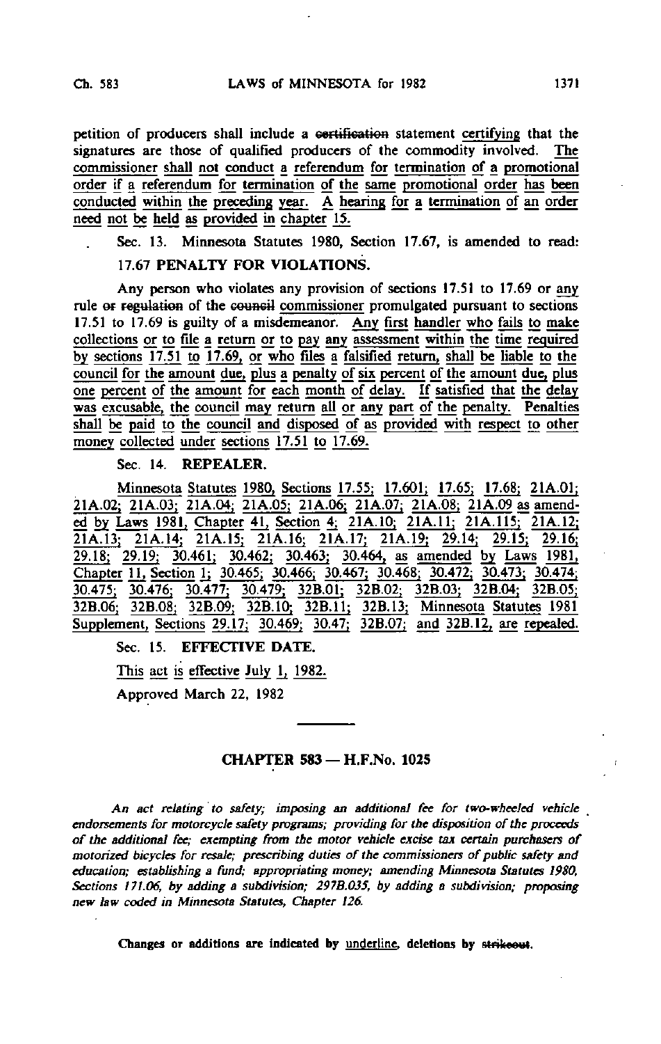petition of producers shall include a ~~certification~~ statement certifying that the signatures are those of qualified producers of the commodity involved. The commissioner shall not conduct a referendum for termination of a promotional order if a referendum for termination of the same promotional order has been conducted within the preceding year. A hearing for a termination of an order need not be held as provided in chapter 15.

Sec. 13. Minnesota Statutes 1980, Section 17.67, is amended to read:

17.67 **PENALTY FOR VIOLATIONS.**

Any person who violates any provision of sections 17.51 to 17.69 or any rule ~~or regulation~~ of the ~~council~~ commissioner promulgated pursuant to sections 17.51 to 17.69 is guilty of a misdemeanor. Any first handler who fails to make collections or to file a return or to pay any assessment within the time required by sections 17.51 to 17.69, or who files a falsified return, shall be liable to the council for the amount due, plus a penalty of six percent of the amount due, plus one percent of the amount for each month of delay. If satisfied that the delay was excusable, the council may return all or any part of the penalty. Penalties shall be paid to the council and disposed of as provided with respect to other money collected under sections 17.51 to 17.69.

Sec. 14. **REPEALER.**

Minnesota Statutes 1980, Sections 17.55; 17.601; 17.65; 17.68; 21A.01; 21A.02; 21A.03; 21A.04; 21A.05; 21A.06; 21A.07; 21A.08; 21A.09 as amended by Laws 1981, Chapter 41, Section 4; 21A.10; 21A.11; 21A.115; 21A.12; 21A.13; 21A.14; 21A.15; 21A.16; 21A.17; 21A.19; 29.14; 29.15; 29.16; 29.18; 29.19; 30.461; 30.462; 30.463; 30.464, as amended by Laws 1981, Chapter 11, Section 1; 30.465; 30.466; 30.467; 30.468; 30.472; 30.473; 30.474; 30.475; 30.476; 30.477; 30.479; 32B.01; 32B.02; 32B.03; 32B.04; 32B.05; 32B.06; 32B.08; 32B.09; 32B.10; 32B.11; 32B.13; Minnesota Statutes 1981 Supplement, Sections 29.17; 30.469; 30.47; 32B.07; and 32B.12, are repealed.

Sec. 15. **EFFECTIVE DATE.**

This act is effective July 1, 1982.

Approved March 22, 1982

## CHAPTER 583 — H.F.No. 1025

*An act relating to safety; imposing an additional fee for two-wheeled vehicle endorsements for motorcycle safety programs; providing for the disposition of the proceeds of the additional fee; exempting from the motor vehicle excise tax certain purchasers of motorized bicycles for resale; prescribing duties of the commissioners of public safety and education; establishing a fund; appropriating money; amending Minnesota Statutes 1980, Sections 171.06, by adding a subdivision; 297B.035, by adding a subdivision; proposing new law coded in Minnesota Statutes, Chapter 126.*

**Changes or additions are indicated by underline, deletions by ~~strikeout~~.**